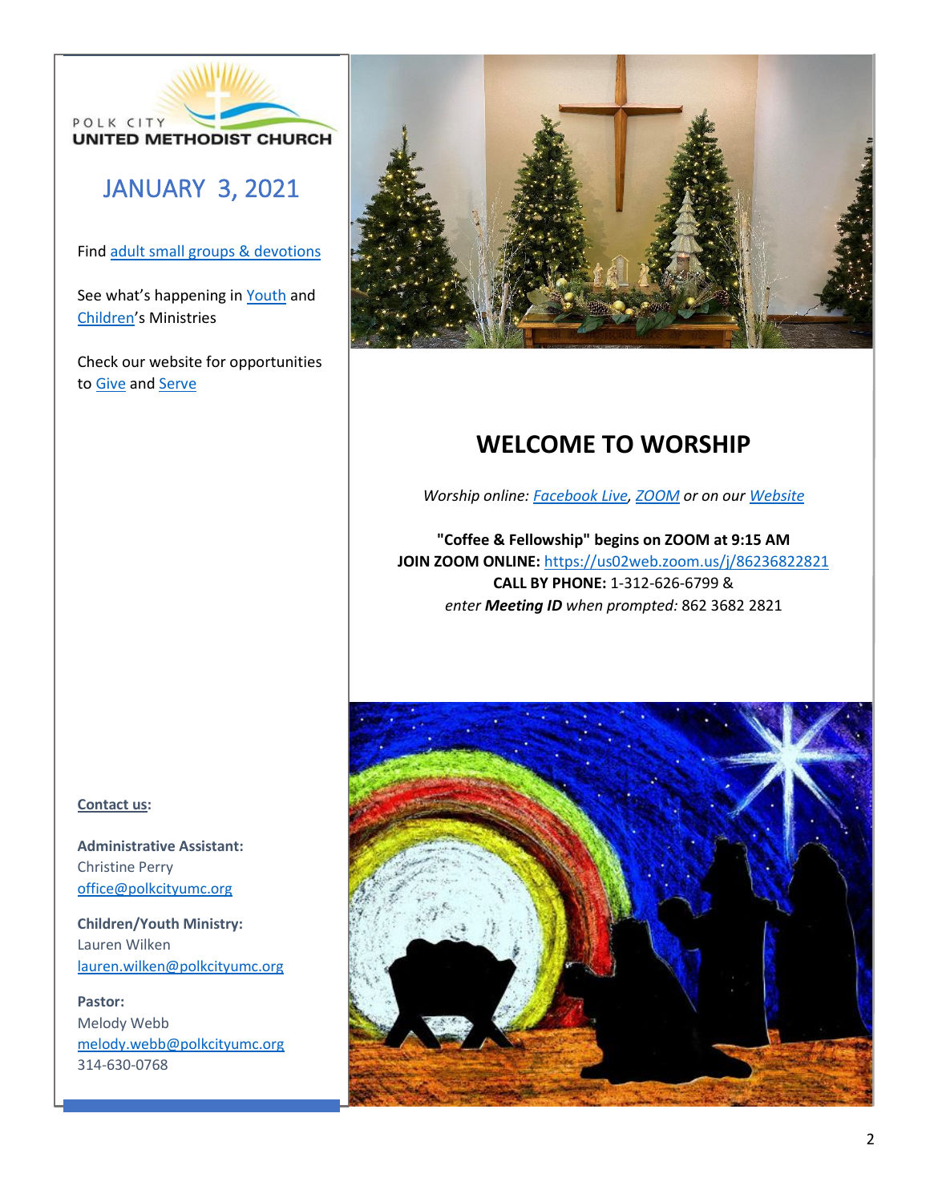POLK CITY
UNITED METHODIST CHURCH

# JANUARY 3, 2021

Find adult small groups & devotions

See what's happening in Youth and Children's Ministries

Check our website for opportunities to Give and Serve

## WELCOME TO WORSHIP

*Worship online: Facebook Live, ZOOM or on our Website*

**"Coffee & Fellowship" begins on ZOOM at 9:15 AM**
**JOIN ZOOM ONLINE:** https://us02web.zoom.us/j/86236822821
**CALL BY PHONE:** 1-312-626-6799 &
*enter* ***Meeting ID*** *when prompted:* 862 3682 2821

**Contact us:**

**Administrative Assistant:**
Christine Perry
office@polkcityumc.org

**Children/Youth Ministry:**
Lauren Wilken
lauren.wilken@polkcityumc.org

**Pastor:**
Melody Webb
melody.webb@polkcityumc.org
314-630-0768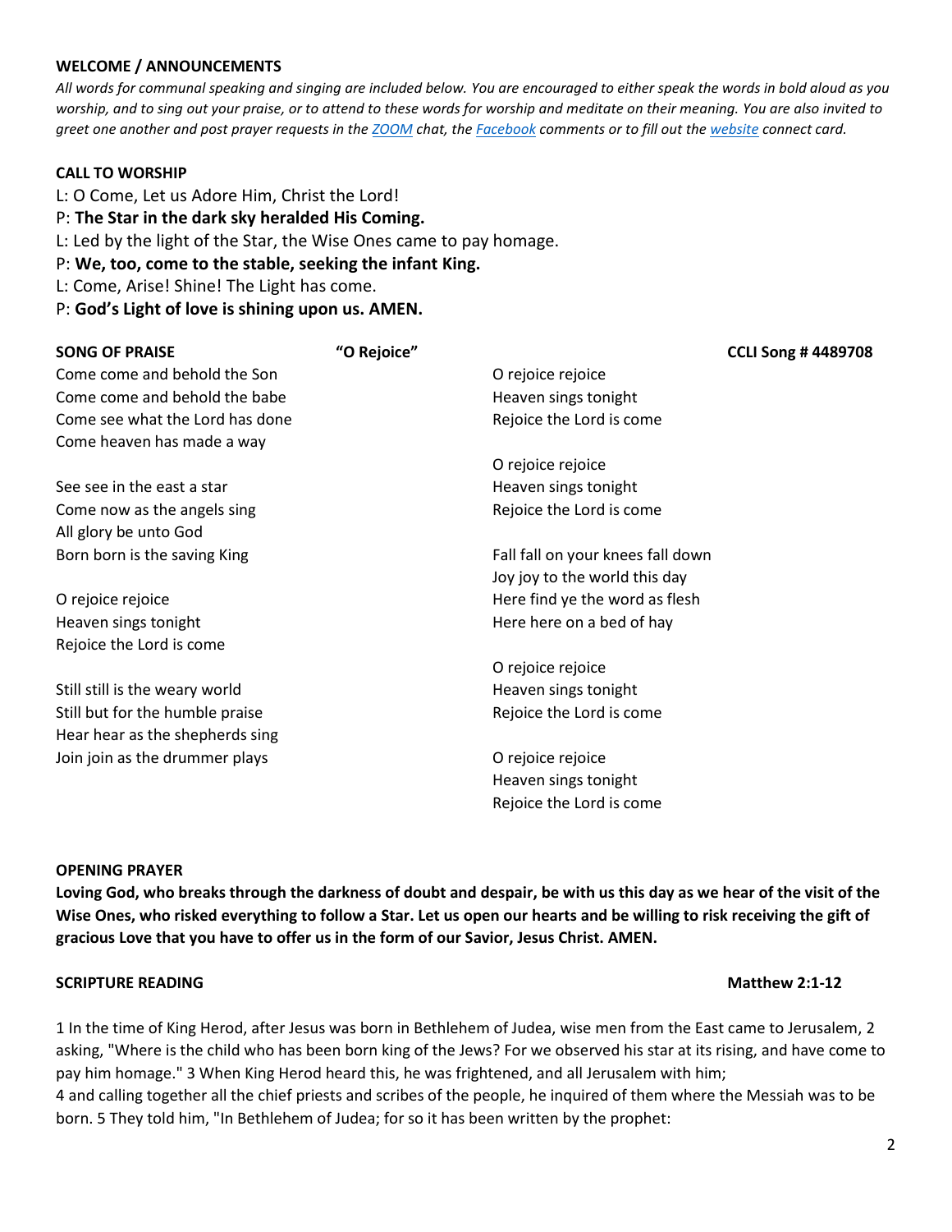**WELCOME / ANNOUNCEMENTS**

*All words for communal speaking and singing are included below. You are encouraged to either speak the words in bold aloud as you worship, and to sing out your praise, or to attend to these words for worship and meditate on their meaning. You are also invited to greet one another and post prayer requests in the ZOOM chat, the Facebook comments or to fill out the website connect card.*

**CALL TO WORSHIP**

L: O Come, Let us Adore Him, Christ the Lord!
P: **The Star in the dark sky heralded His Coming.**
L: Led by the light of the Star, the Wise Ones came to pay homage.
P: **We, too, come to the stable, seeking the infant King.**
L: Come, Arise! Shine! The Light has come.
P: **God's Light of love is shining upon us. AMEN.**

**SONG OF PRAISE** **"O Rejoice"** **CCLI Song # 4489708**

Come come and behold the Son
Come come and behold the babe
Come see what the Lord has done
Come heaven has made a way

See see in the east a star
Come now as the angels sing
All glory be unto God
Born born is the saving King

O rejoice rejoice
Heaven sings tonight
Rejoice the Lord is come

Still still is the weary world
Still but for the humble praise
Hear hear as the shepherds sing
Join join as the drummer plays

O rejoice rejoice
Heaven sings tonight
Rejoice the Lord is come

O rejoice rejoice
Heaven sings tonight
Rejoice the Lord is come

Fall fall on your knees fall down
Joy joy to the world this day
Here find ye the word as flesh
Here here on a bed of hay

O rejoice rejoice
Heaven sings tonight
Rejoice the Lord is come

O rejoice rejoice
Heaven sings tonight
Rejoice the Lord is come

**OPENING PRAYER**

**Loving God, who breaks through the darkness of doubt and despair, be with us this day as we hear of the visit of the Wise Ones, who risked everything to follow a Star. Let us open our hearts and be willing to risk receiving the gift of gracious Love that you have to offer us in the form of our Savior, Jesus Christ. AMEN.**

**SCRIPTURE READING** **Matthew 2:1-12**

1 In the time of King Herod, after Jesus was born in Bethlehem of Judea, wise men from the East came to Jerusalem, 2 asking, "Where is the child who has been born king of the Jews? For we observed his star at its rising, and have come to pay him homage." 3 When King Herod heard this, he was frightened, and all Jerusalem with him;
4 and calling together all the chief priests and scribes of the people, he inquired of them where the Messiah was to be born. 5 They told him, "In Bethlehem of Judea; for so it has been written by the prophet: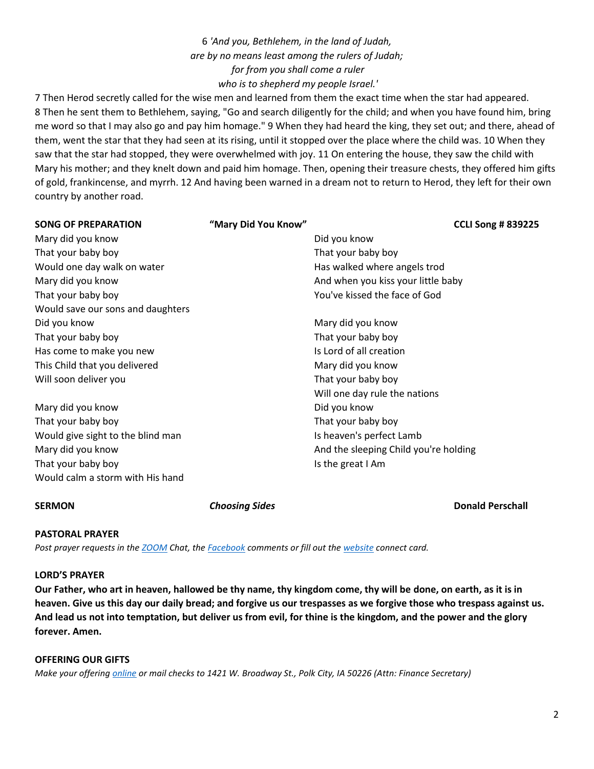6 *'And you, Bethlehem, in the land of Judah,*
*are by no means least among the rulers of Judah;*
*for from you shall come a ruler*
*who is to shepherd my people Israel.'*

7 Then Herod secretly called for the wise men and learned from them the exact time when the star had appeared. 8 Then he sent them to Bethlehem, saying, "Go and search diligently for the child; and when you have found him, bring me word so that I may also go and pay him homage." 9 When they had heard the king, they set out; and there, ahead of them, went the star that they had seen at its rising, until it stopped over the place where the child was. 10 When they saw that the star had stopped, they were overwhelmed with joy. 11 On entering the house, they saw the child with Mary his mother; and they knelt down and paid him homage. Then, opening their treasure chests, they offered him gifts of gold, frankincense, and myrrh. 12 And having been warned in a dream not to return to Herod, they left for their own country by another road.

**SONG OF PREPARATION** **"Mary Did You Know"** **CCLI Song # 839225**

Mary did you know
That your baby boy
Would one day walk on water
Mary did you know
That your baby boy
Would save our sons and daughters
Did you know
That your baby boy
Has come to make you new
This Child that you delivered
Will soon deliver you

Mary did you know
That your baby boy
Would give sight to the blind man
Mary did you know
That your baby boy
Would calm a storm with His hand

Did you know
That your baby boy
Has walked where angels trod
And when you kiss your little baby
You've kissed the face of God

Mary did you know
That your baby boy
Is Lord of all creation
Mary did you know
That your baby boy
Will one day rule the nations
Did you know
That your baby boy
Is heaven's perfect Lamb
And the sleeping Child you're holding
Is the great I Am

**SERMON** ***Choosing Sides*** **Donald Perschall**

**PASTORAL PRAYER**

*Post prayer requests in the ZOOM Chat, the Facebook comments or fill out the website connect card.*

**LORD'S PRAYER**

**Our Father, who art in heaven, hallowed be thy name, thy kingdom come, thy will be done, on earth, as it is in heaven. Give us this day our daily bread; and forgive us our trespasses as we forgive those who trespass against us. And lead us not into temptation, but deliver us from evil, for thine is the kingdom, and the power and the glory forever. Amen.**

**OFFERING OUR GIFTS**

*Make your offering online or mail checks to 1421 W. Broadway St., Polk City, IA 50226 (Attn: Finance Secretary)*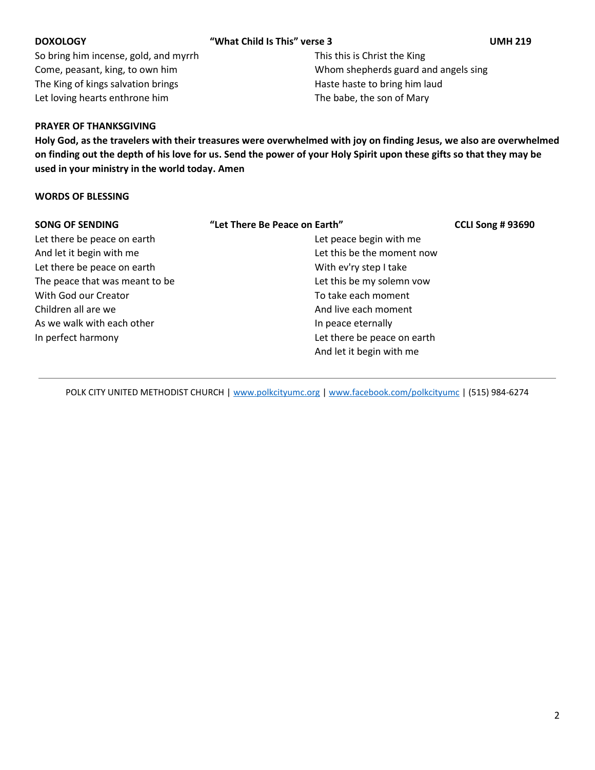**DOXOLOGY** **"What Child Is This" verse 3** **UMH 219**

So bring him incense, gold, and myrrh
Come, peasant, king, to own him
The King of kings salvation brings
Let loving hearts enthrone him
This this is Christ the King
Whom shepherds guard and angels sing
Haste haste to bring him laud
The babe, the son of Mary

**PRAYER OF THANKSGIVING**

**Holy God, as the travelers with their treasures were overwhelmed with joy on finding Jesus, we also are overwhelmed on finding out the depth of his love for us. Send the power of your Holy Spirit upon these gifts so that they may be used in your ministry in the world today. Amen**

**WORDS OF BLESSING**

**SONG OF SENDING** **"Let There Be Peace on Earth"** **CCLI Song # 93690**

Let there be peace on earth
And let it begin with me
Let there be peace on earth
The peace that was meant to be
With God our Creator
Children all are we
As we walk with each other
In perfect harmony
Let peace begin with me
Let this be the moment now
With ev'ry step I take
Let this be my solemn vow
To take each moment
And live each moment
In peace eternally
Let there be peace on earth
And let it begin with me

---

POLK CITY UNITED METHODIST CHURCH | www.polkcityumc.org | www.facebook.com/polkcityumc | (515) 984-6274